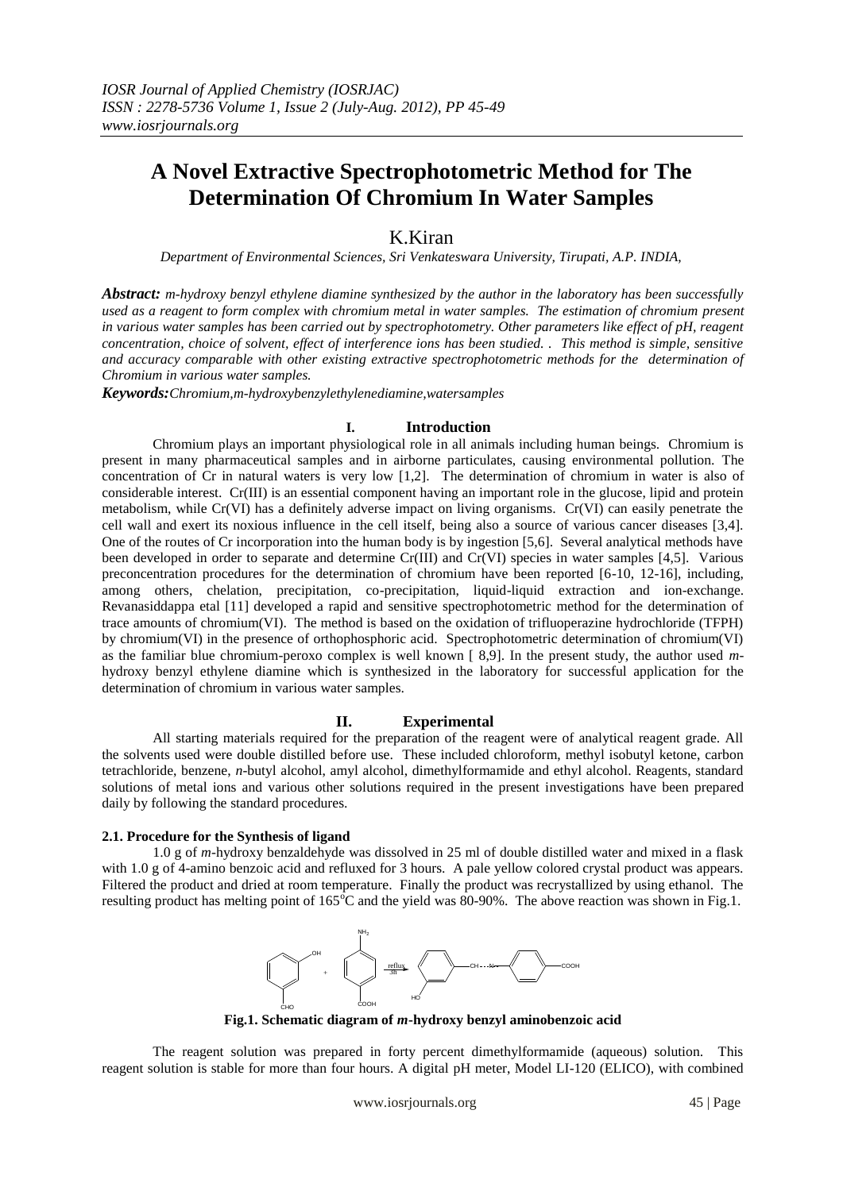*IOSR Journal of Applied Chemistry (IOSRJAC)*
*ISSN : 2278-5736 Volume 1, Issue 2 (July-Aug. 2012), PP 45-49*
*www.iosrjournals.org*

# A Novel Extractive Spectrophotometric Method for The Determination Of Chromium In Water Samples

K.Kiran

*Department of Environmental Sciences, Sri Venkateswara University, Tirupati, A.P. INDIA,*

***Abstract:*** *m-hydroxy benzyl ethylene diamine synthesized by the author in the laboratory has been successfully used as a reagent to form complex with chromium metal in water samples. The estimation of chromium present in various water samples has been carried out by spectrophotometry. Other parameters like effect of pH, reagent concentration, choice of solvent, effect of interference ions has been studied. . This method is simple, sensitive and accuracy comparable with other existing extractive spectrophotometric methods for the determination of Chromium in various water samples.*

***Keywords:*** *Chromium,m-hydroxybenzylethylenediamine,watersamples*

## I. Introduction

Chromium plays an important physiological role in all animals including human beings. Chromium is present in many pharmaceutical samples and in airborne particulates, causing environmental pollution. The concentration of Cr in natural waters is very low [1,2]. The determination of chromium in water is also of considerable interest. Cr(III) is an essential component having an important role in the glucose, lipid and protein metabolism, while Cr(VI) has a definitely adverse impact on living organisms. Cr(VI) can easily penetrate the cell wall and exert its noxious influence in the cell itself, being also a source of various cancer diseases [3,4]. One of the routes of Cr incorporation into the human body is by ingestion [5,6]. Several analytical methods have been developed in order to separate and determine Cr(III) and Cr(VI) species in water samples [4,5]. Various preconcentration procedures for the determination of chromium have been reported [6-10, 12-16], including, among others, chelation, precipitation, co-precipitation, liquid-liquid extraction and ion-exchange. Revanasiddappa etal [11] developed a rapid and sensitive spectrophotometric method for the determination of trace amounts of chromium(VI). The method is based on the oxidation of trifluoperazine hydrochloride (TFPH) by chromium(VI) in the presence of orthophosphoric acid. Spectrophotometric determination of chromium(VI) as the familiar blue chromium-peroxo complex is well known [ 8,9]. In the present study, the author used *m*-hydroxy benzyl ethylene diamine which is synthesized in the laboratory for successful application for the determination of chromium in various water samples.

## II. Experimental

All starting materials required for the preparation of the reagent were of analytical reagent grade. All the solvents used were double distilled before use. These included chloroform, methyl isobutyl ketone, carbon tetrachloride, benzene, *n*-butyl alcohol, amyl alcohol, dimethylformamide and ethyl alcohol. Reagents, standard solutions of metal ions and various other solutions required in the present investigations have been prepared daily by following the standard procedures.

### 2.1. Procedure for the Synthesis of ligand

1.0 g of *m*-hydroxy benzaldehyde was dissolved in 25 ml of double distilled water and mixed in a flask with 1.0 g of 4-amino benzoic acid and refluxed for 3 hours. A pale yellow colored crystal product was appears. Filtered the product and dried at room temperature. Finally the product was recrystallized by using ethanol. The resulting product has melting point of 165°C and the yield was 80-90%. The above reaction was shown in Fig.1.

**Fig.1. Schematic diagram of *m*-hydroxy benzyl aminobenzoic acid**

The reagent solution was prepared in forty percent dimethylformamide (aqueous) solution. This reagent solution is stable for more than four hours. A digital pH meter, Model LI-120 (ELICO), with combined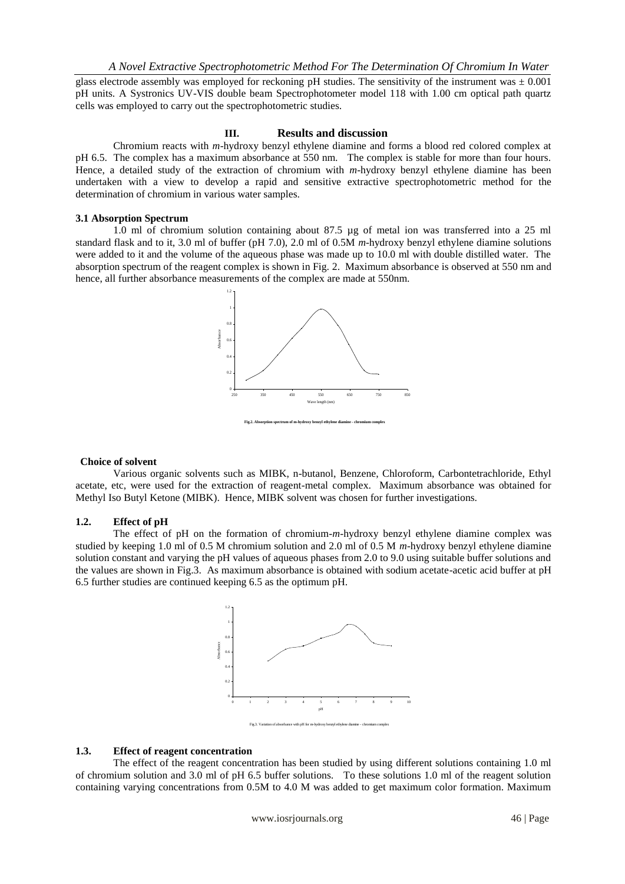glass electrode assembly was employed for reckoning pH studies. The sensitivity of the instrument was ± 0.001 pH units. A Systronics UV-VIS double beam Spectrophotometer model 118 with 1.00 cm optical path quartz cells was employed to carry out the spectrophotometric studies.

## III. Results and discussion

Chromium reacts with *m*-hydroxy benzyl ethylene diamine and forms a blood red colored complex at pH 6.5. The complex has a maximum absorbance at 550 nm. The complex is stable for more than four hours. Hence, a detailed study of the extraction of chromium with *m*-hydroxy benzyl ethylene diamine has been undertaken with a view to develop a rapid and sensitive extractive spectrophotometric method for the determination of chromium in various water samples.

### 3.1 Absorption Spectrum

1.0 ml of chromium solution containing about 87.5 µg of metal ion was transferred into a 25 ml standard flask and to it, 3.0 ml of buffer (pH 7.0), 2.0 ml of 0.5M *m*-hydroxy benzyl ethylene diamine solutions were added to it and the volume of the aqueous phase was made up to 10.0 ml with double distilled water. The absorption spectrum of the reagent complex is shown in Fig. 2. Maximum absorbance is observed at 550 nm and hence, all further absorbance measurements of the complex are made at 550nm.

**Fig.2. Absorption spectrum of m-hydroxy benzyl ethylene diamine - chromium complex**

### Choice of solvent

Various organic solvents such as MIBK, n-butanol, Benzene, Chloroform, Carbontetrachloride, Ethyl acetate, etc, were used for the extraction of reagent-metal complex. Maximum absorbance was obtained for Methyl Iso Butyl Ketone (MIBK). Hence, MIBK solvent was chosen for further investigations.

### 1.2. Effect of pH

The effect of pH on the formation of chromium-*m*-hydroxy benzyl ethylene diamine complex was studied by keeping 1.0 ml of 0.5 M chromium solution and 2.0 ml of 0.5 M *m*-hydroxy benzyl ethylene diamine solution constant and varying the pH values of aqueous phases from 2.0 to 9.0 using suitable buffer solutions and the values are shown in Fig.3. As maximum absorbance is obtained with sodium acetate-acetic acid buffer at pH 6.5 further studies are continued keeping 6.5 as the optimum pH.

Fig.3. Variation of absorbance with pH for m-hydroxy benzyl ethylene diamine - chromium complex

### 1.3. Effect of reagent concentration

The effect of the reagent concentration has been studied by using different solutions containing 1.0 ml of chromium solution and 3.0 ml of pH 6.5 buffer solutions. To these solutions 1.0 ml of the reagent solution containing varying concentrations from 0.5M to 4.0 M was added to get maximum color formation. Maximum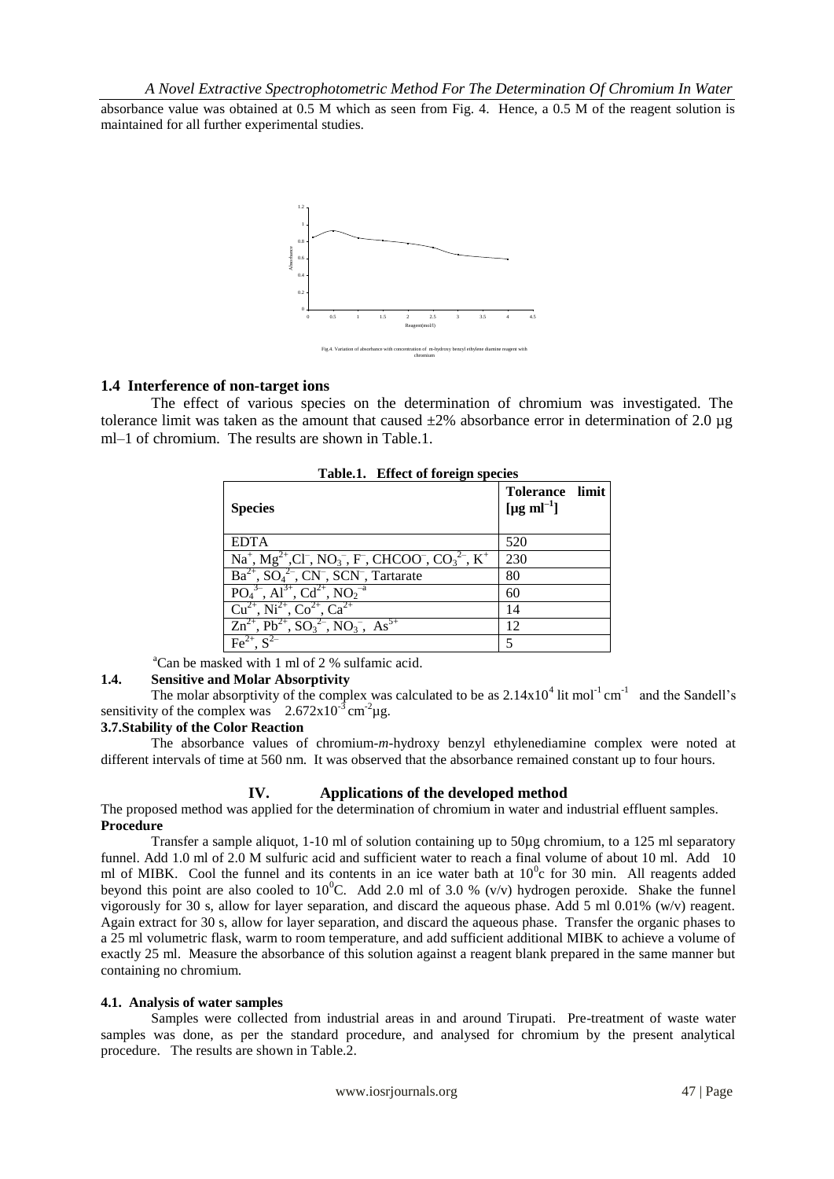absorbance value was obtained at 0.5 M which as seen from Fig. 4. Hence, a 0.5 M of the reagent solution is maintained for all further experimental studies.

Fig.4. Variation of absorbance with concentration of m-hydroxy benzyl ethylene diamine reagent with chromium

### 1.4 Interference of non-target ions

The effect of various species on the determination of chromium was investigated. The tolerance limit was taken as the amount that caused ±2% absorbance error in determination of 2.0 µg ml–1 of chromium. The results are shown in Table.1.

**Table.1. Effect of foreign species**

| **Species** | **Tolerance limit [µg ml$^{-1}$]** |
|---|---|
| EDTA | 520 |
| $Na^+$, $Mg^{2+}$, $Cl^-$, $NO_3^-$, $F^-$, $CHCOO^-$, $CO_3^{2-}$, $K^+$ | 230 |
| $Ba^{2+}$, $SO_4^{2-}$, $CN^-$, $SCN^-$, Tartarate | 80 |
| $PO_4^{3-}$, $Al^{3+}$, $Cd^{2+}$, $NO_2^{-a}$ | 60 |
| $Cu^{2+}$, $Ni^{2+}$, $Co^{2+}$, $Ca^{2+}$ | 14 |
| $Zn^{2+}$, $Pb^{2+}$, $SO_3^{2-}$, $NO_3^-$, $As^{5+}$ | 12 |
| $Fe^{2+}$, $S^{2-}$ | 5 |

[a]Can be masked with 1 ml of 2 % sulfamic acid.

### 1.4. Sensitive and Molar Absorptivity

The molar absorptivity of the complex was calculated to be as $2.14 \times 10^4$ lit mol$^{-1}$ cm$^{-1}$ and the Sandell's sensitivity of the complex was $2.672 \times 10^{-3}$ cm$^{-2}$µg.

### 3.7. Stability of the Color Reaction

The absorbance values of chromium-*m*-hydroxy benzyl ethylenediamine complex were noted at different intervals of time at 560 nm. It was observed that the absorbance remained constant up to four hours.

## IV. Applications of the developed method

The proposed method was applied for the determination of chromium in water and industrial effluent samples.

**Procedure**

Transfer a sample aliquot, 1-10 ml of solution containing up to 50µg chromium, to a 125 ml separatory funnel. Add 1.0 ml of 2.0 M sulfuric acid and sufficient water to reach a final volume of about 10 ml. Add 10 ml of MIBK. Cool the funnel and its contents in an ice water bath at $10^0$c for 30 min. All reagents added beyond this point are also cooled to $10^0$C. Add 2.0 ml of 3.0 % (v/v) hydrogen peroxide. Shake the funnel vigorously for 30 s, allow for layer separation, and discard the aqueous phase. Add 5 ml 0.01% (w/v) reagent. Again extract for 30 s, allow for layer separation, and discard the aqueous phase. Transfer the organic phases to a 25 ml volumetric flask, warm to room temperature, and add sufficient additional MIBK to achieve a volume of exactly 25 ml. Measure the absorbance of this solution against a reagent blank prepared in the same manner but containing no chromium.

### 4.1. Analysis of water samples

Samples were collected from industrial areas in and around Tirupati. Pre-treatment of waste water samples was done, as per the standard procedure, and analysed for chromium by the present analytical procedure. The results are shown in Table.2.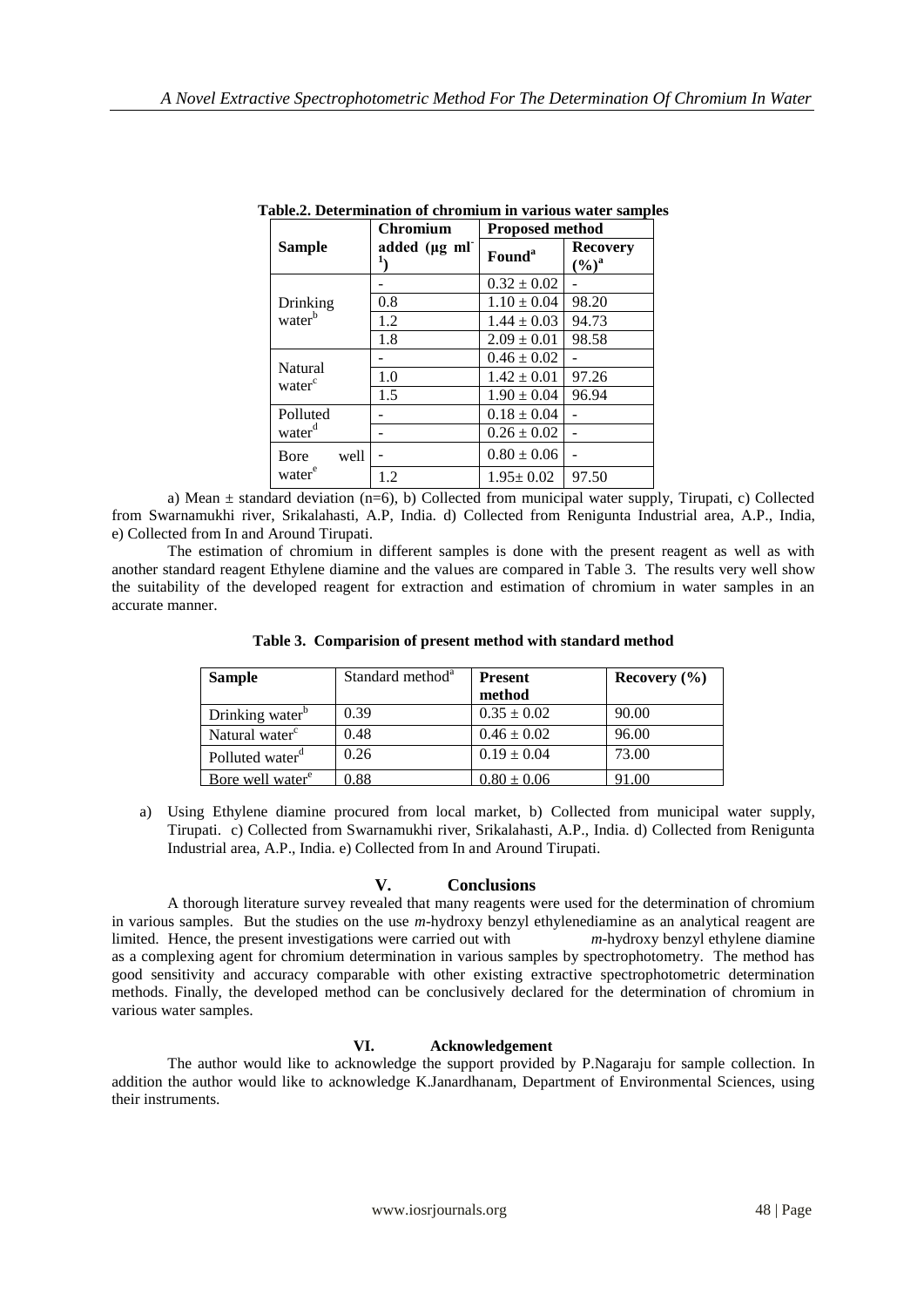**Table.2. Determination of chromium in various water samples**

| Sample | Chromium added (μg ml$^{-1}$) | Proposed method | |
|---|---|---|---|
| | | Found[a] | Recovery (%)[a] |
| Drinking water[b] | - | $0.32 \pm 0.02$ | - |
| | 0.8 | $1.10 \pm 0.04$ | 98.20 |
| | 1.2 | $1.44 \pm 0.03$ | 94.73 |
| | 1.8 | $2.09 \pm 0.01$ | 98.58 |
| Natural water[c] | - | $0.46 \pm 0.02$ | - |
| | 1.0 | $1.42 \pm 0.01$ | 97.26 |
| | 1.5 | $1.90 \pm 0.04$ | 96.94 |
| Polluted water[d] | - | $0.18 \pm 0.04$ | - |
| | - | $0.26 \pm 0.02$ | - |
| Bore well water[e] | - | $0.80 \pm 0.06$ | - |
| | 1.2 | $1.95 \pm 0.02$ | 97.50 |

a) Mean ± standard deviation (n=6), b) Collected from municipal water supply, Tirupati, c) Collected from Swarnamukhi river, Srikalahasti, A.P, India. d) Collected from Renigunta Industrial area, A.P., India, e) Collected from In and Around Tirupati.

The estimation of chromium in different samples is done with the present reagent as well as with another standard reagent Ethylene diamine and the values are compared in Table 3. The results very well show the suitability of the developed reagent for extraction and estimation of chromium in water samples in an accurate manner.

**Table 3. Comparision of present method with standard method**

| Sample | Standard method[a] | Present method | Recovery (%) |
|---|---|---|---|
| Drinking water[b] | 0.39 | $0.35 \pm 0.02$ | 90.00 |
| Natural water[c] | 0.48 | $0.46 \pm 0.02$ | 96.00 |
| Polluted water[d] | 0.26 | $0.19 \pm 0.04$ | 73.00 |
| Bore well water[e] | 0.88 | $0.80 \pm 0.06$ | 91.00 |

a) Using Ethylene diamine procured from local market, b) Collected from municipal water supply, Tirupati. c) Collected from Swarnamukhi river, Srikalahasti, A.P., India. d) Collected from Renigunta Industrial area, A.P., India. e) Collected from In and Around Tirupati.

## V. Conclusions

A thorough literature survey revealed that many reagents were used for the determination of chromium in various samples. But the studies on the use *m*-hydroxy benzyl ethylenediamine as an analytical reagent are limited. Hence, the present investigations were carried out with *m*-hydroxy benzyl ethylene diamine as a complexing agent for chromium determination in various samples by spectrophotometry. The method has good sensitivity and accuracy comparable with other existing extractive spectrophotometric determination methods. Finally, the developed method can be conclusively declared for the determination of chromium in various water samples.

## VI. Acknowledgement

The author would like to acknowledge the support provided by P.Nagaraju for sample collection. In addition the author would like to acknowledge K.Janardhanam, Department of Environmental Sciences, using their instruments.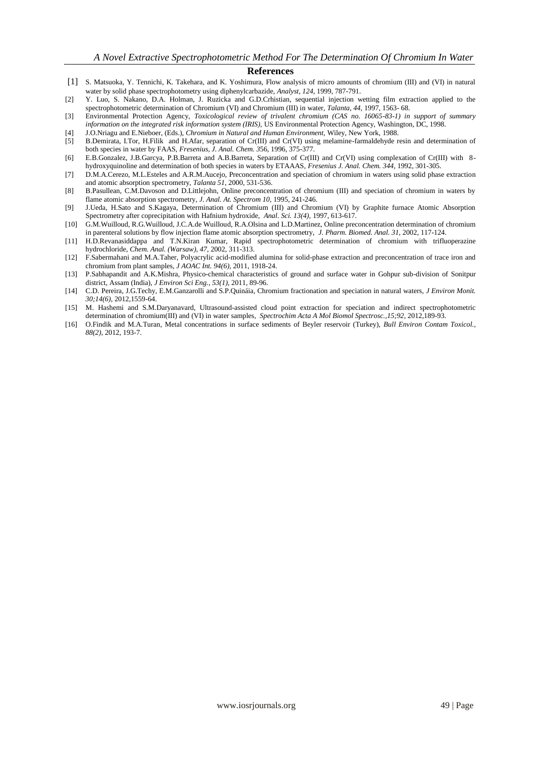## References

[1] S. Matsuoka, Y. Tennichi, K. Takehara, and K. Yoshimura, Flow analysis of micro amounts of chromium (III) and (VI) in natural water by solid phase spectrophotometry using diphenylcarbazide, *Analyst, 124,* 1999, 787-791.

[2] Y. Luo, S. Nakano, D.A. Holman, J. Ruzicka and G.D.Crhistian, sequential injection wetting film extraction applied to the spectrophotometric determination of Chromium (VI) and Chromium (III) in water, *Talanta, 44,* 1997, 1563- 68.

[3] Environmental Protection Agency, *Toxicological review of trivalent chromium (CAS no. 16065-83-1) in support of summary information on the integrated risk information system (IRIS),* US Environmental Protection Agency, Washington, DC, 1998.

[4] J.O.Nriagu and E.Nieboer, (Eds.), *Chromium in Natural and Human Environment,* Wiley, New York, 1988.

[5] B.Demirata, I.Tor, H.Filik and H.Afar, separation of Cr(III) and Cr(VI) using melamine-farmaldehyde resin and determination of both species in water by FAAS, *Fresenius, J. Anal. Chem. 35*6, 1996, 375-377.

[6] E.B.Gonzalez, J.B.Garcya, P.B.Barreta and A.B.Barreta, Separation of Cr(III) and Cr(VI) using complexation of Cr(III) with 8-hydroxyquinoline and determination of both species in waters by ETAAAS, *Fresenius J. Anal. Chem. 344,* 1992, 301-305.

[7] D.M.A.Cerezo, M.L.Esteles and A.R.M.Aucejo, Preconcentration and speciation of chromium in waters using solid phase extraction and atomic absorption spectrometry, *Talanta 51,* 2000, 531-536.

[8] B.Pasullean, C.M.Davoson and D.Littlejohn, Online preconcentration of chromium (III) and speciation of chromium in waters by flame atomic absorption spectrometry, *J. Anal. At. Spectrom 10,* 1995, 241-246.

[9] J.Ueda, H.Sato and S.Kagaya, Determination of Chromium (III) and Chromium (VI) by Graphite furnace Atomic Absorption Spectrometry after coprecipitation with Hafnium hydroxide, *Anal. Sci. 13(4),* 1997, 613-617.

[10] G.M.Wuilloud, R.G.Wuilloud, J.C.A.de Wuilloud, R.A.Olsina and L.D.Martinez, Online preconcentration determination of chromium in parenteral solutions by flow injection flame atomic absorption spectrometry, *J. Pharm. Biomed. Anal. 31,* 2002, 117-124.

[11] H.D.Revanasiddappa and T.N.Kiran Kumar, Rapid spectrophotometric determination of chromium with trifluoperazine hydrochloride, *Chem. Anal. (Warsaw), 47,* 2002, 311-313.

[12] F.Sabermahani and M.A.Taher, Polyacrylic acid-modified alumina for solid-phase extraction and preconcentration of trace iron and chromium from plant samples, *J AOAC Int. 94(6),* 2011, 1918-24.

[13] P.Sabhapandit and A.K.Mishra, Physico-chemical characteristics of ground and surface water in Gohpur sub-division of Sonitpur district, Assam (India), *J Environ Sci Eng., 53(1),* 2011, 89-96.

[14] C.D. Pereira, J.G.Techy, E.M.Ganzarolli and S.P.Quináia, Chromium fractionation and speciation in natural waters, *J Environ Monit. 30;14(6),* 2012,1559-64.

[15] M. Hashemi and S.M.Daryanavard, Ultrasound-assisted cloud point extraction for speciation and indirect spectrophotometric determination of chromium(III) and (VI) in water samples, *Spectrochim Acta A Mol Biomol Spectrosc.,15;92,* 2012,189-93.

[16] O.Findik and M.A.Turan, Metal concentrations in surface sediments of Beyler reservoir (Turkey), *Bull Environ Contam Toxicol., 88(2),* 2012, 193-7.